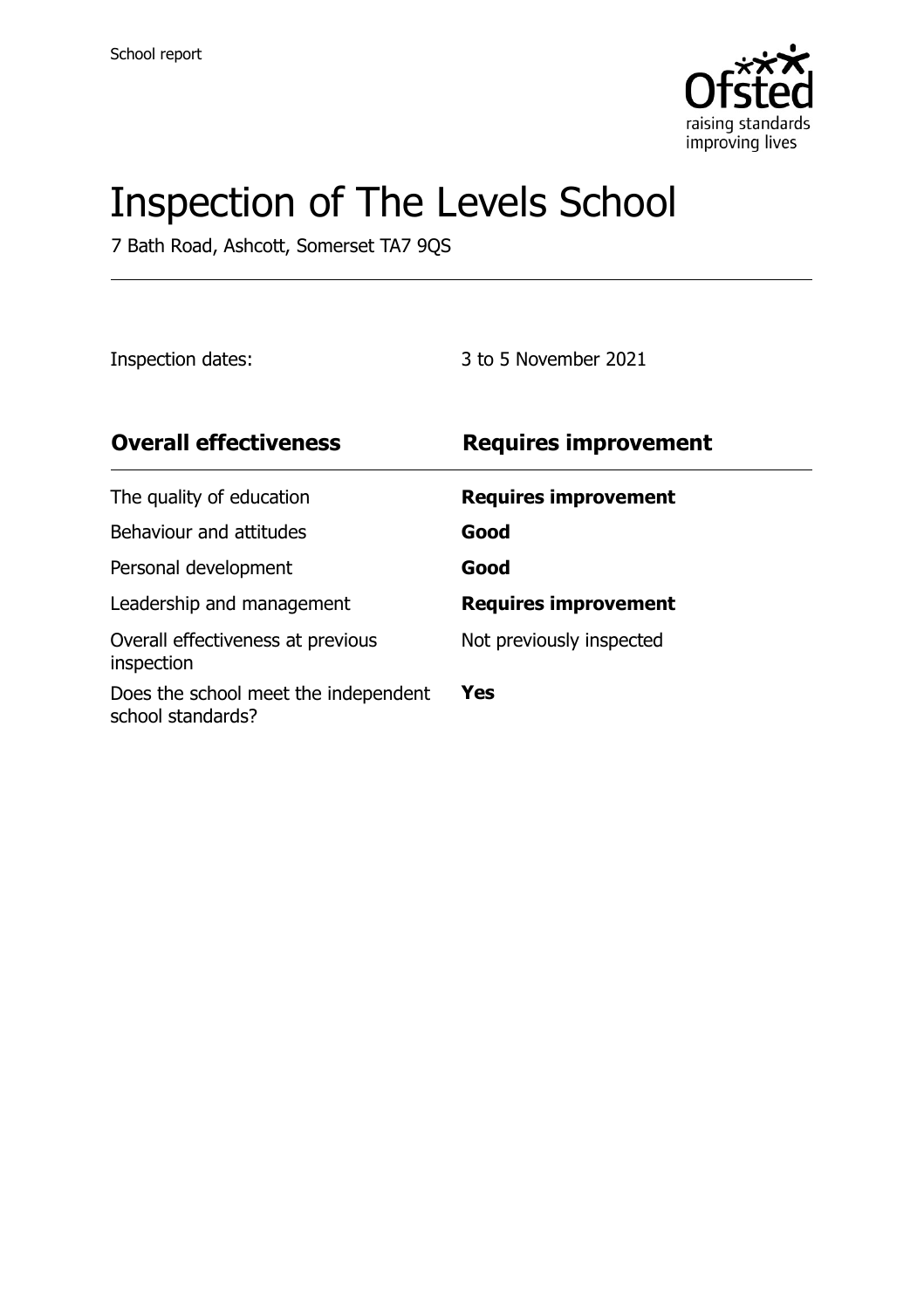School report

# Inspection of The Levels School

7 Bath Road, Ashcott, Somerset TA7 9QS

Inspection dates: 3 to 5 November 2021

| **Overall effectiveness** | **Requires improvement** |
| --- | --- |
| The quality of education | **Requires improvement** |
| Behaviour and attitudes | **Good** |
| Personal development | **Good** |
| Leadership and management | **Requires improvement** |
| Overall effectiveness at previous inspection | Not previously inspected |
| Does the school meet the independent school standards? | **Yes** |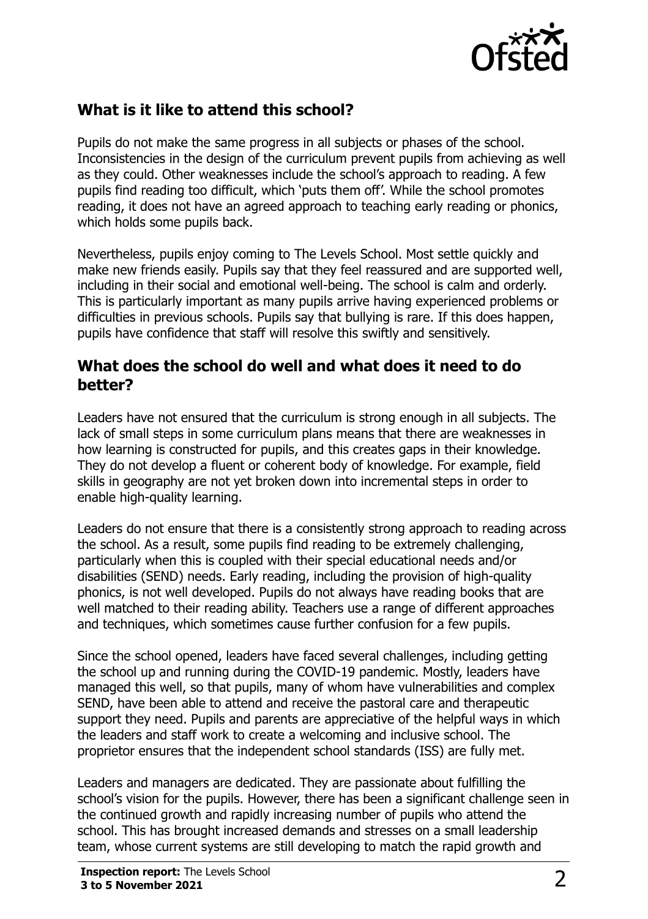## What is it like to attend this school?

Pupils do not make the same progress in all subjects or phases of the school. Inconsistencies in the design of the curriculum prevent pupils from achieving as well as they could. Other weaknesses include the school's approach to reading. A few pupils find reading too difficult, which 'puts them off'. While the school promotes reading, it does not have an agreed approach to teaching early reading or phonics, which holds some pupils back.

Nevertheless, pupils enjoy coming to The Levels School. Most settle quickly and make new friends easily. Pupils say that they feel reassured and are supported well, including in their social and emotional well-being. The school is calm and orderly. This is particularly important as many pupils arrive having experienced problems or difficulties in previous schools. Pupils say that bullying is rare. If this does happen, pupils have confidence that staff will resolve this swiftly and sensitively.

## What does the school do well and what does it need to do better?

Leaders have not ensured that the curriculum is strong enough in all subjects. The lack of small steps in some curriculum plans means that there are weaknesses in how learning is constructed for pupils, and this creates gaps in their knowledge. They do not develop a fluent or coherent body of knowledge. For example, field skills in geography are not yet broken down into incremental steps in order to enable high-quality learning.

Leaders do not ensure that there is a consistently strong approach to reading across the school. As a result, some pupils find reading to be extremely challenging, particularly when this is coupled with their special educational needs and/or disabilities (SEND) needs. Early reading, including the provision of high-quality phonics, is not well developed. Pupils do not always have reading books that are well matched to their reading ability. Teachers use a range of different approaches and techniques, which sometimes cause further confusion for a few pupils.

Since the school opened, leaders have faced several challenges, including getting the school up and running during the COVID-19 pandemic. Mostly, leaders have managed this well, so that pupils, many of whom have vulnerabilities and complex SEND, have been able to attend and receive the pastoral care and therapeutic support they need. Pupils and parents are appreciative of the helpful ways in which the leaders and staff work to create a welcoming and inclusive school. The proprietor ensures that the independent school standards (ISS) are fully met.

Leaders and managers are dedicated. They are passionate about fulfilling the school's vision for the pupils. However, there has been a significant challenge seen in the continued growth and rapidly increasing number of pupils who attend the school. This has brought increased demands and stresses on a small leadership team, whose current systems are still developing to match the rapid growth and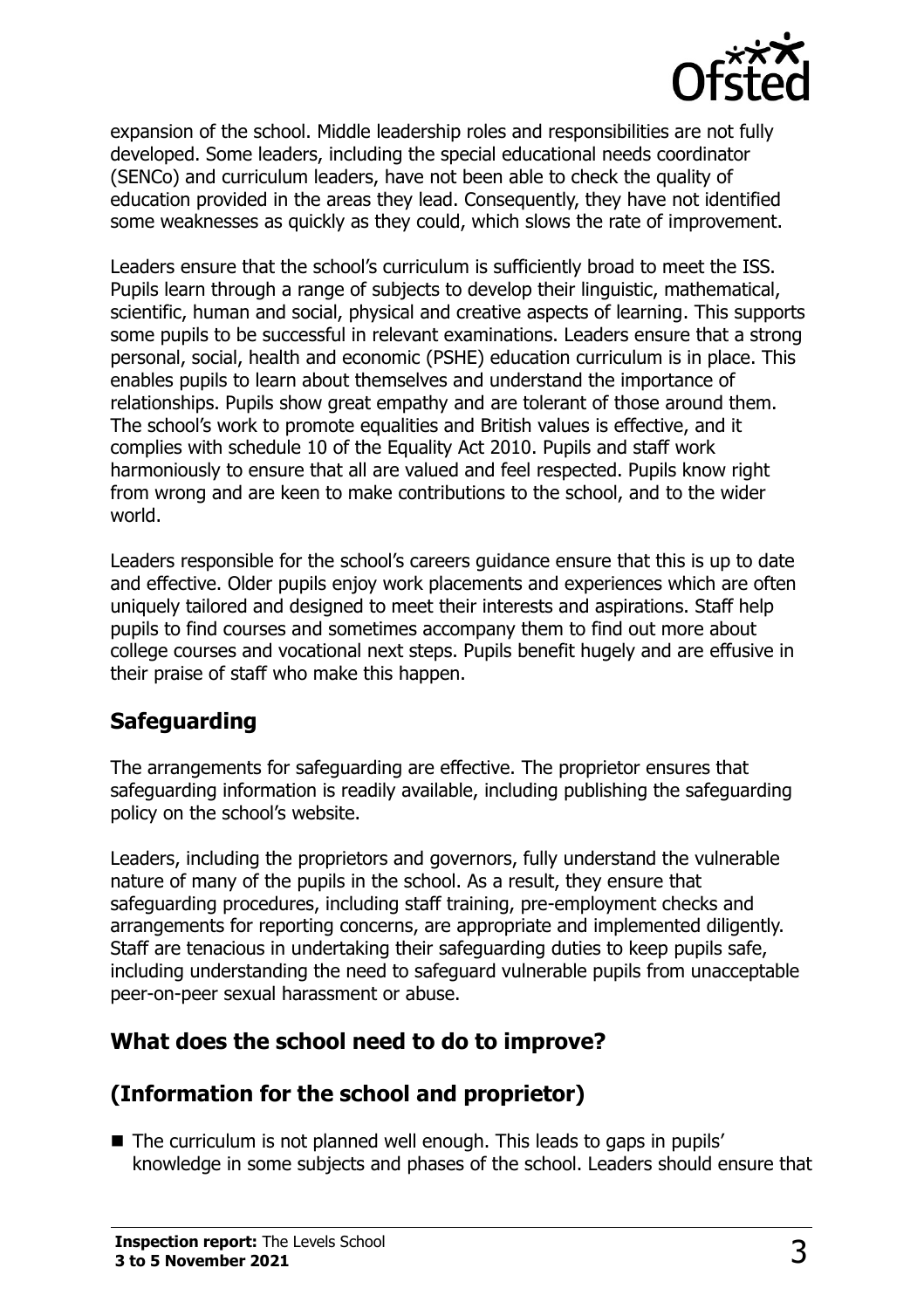expansion of the school. Middle leadership roles and responsibilities are not fully developed. Some leaders, including the special educational needs coordinator (SENCo) and curriculum leaders, have not been able to check the quality of education provided in the areas they lead. Consequently, they have not identified some weaknesses as quickly as they could, which slows the rate of improvement.

Leaders ensure that the school's curriculum is sufficiently broad to meet the ISS. Pupils learn through a range of subjects to develop their linguistic, mathematical, scientific, human and social, physical and creative aspects of learning. This supports some pupils to be successful in relevant examinations. Leaders ensure that a strong personal, social, health and economic (PSHE) education curriculum is in place. This enables pupils to learn about themselves and understand the importance of relationships. Pupils show great empathy and are tolerant of those around them. The school's work to promote equalities and British values is effective, and it complies with schedule 10 of the Equality Act 2010. Pupils and staff work harmoniously to ensure that all are valued and feel respected. Pupils know right from wrong and are keen to make contributions to the school, and to the wider world.

Leaders responsible for the school's careers guidance ensure that this is up to date and effective. Older pupils enjoy work placements and experiences which are often uniquely tailored and designed to meet their interests and aspirations. Staff help pupils to find courses and sometimes accompany them to find out more about college courses and vocational next steps. Pupils benefit hugely and are effusive in their praise of staff who make this happen.

## Safeguarding

The arrangements for safeguarding are effective. The proprietor ensures that safeguarding information is readily available, including publishing the safeguarding policy on the school's website.

Leaders, including the proprietors and governors, fully understand the vulnerable nature of many of the pupils in the school. As a result, they ensure that safeguarding procedures, including staff training, pre-employment checks and arrangements for reporting concerns, are appropriate and implemented diligently. Staff are tenacious in undertaking their safeguarding duties to keep pupils safe, including understanding the need to safeguard vulnerable pupils from unacceptable peer-on-peer sexual harassment or abuse.

## What does the school need to do to improve?

## (Information for the school and proprietor)

- The curriculum is not planned well enough. This leads to gaps in pupils' knowledge in some subjects and phases of the school. Leaders should ensure that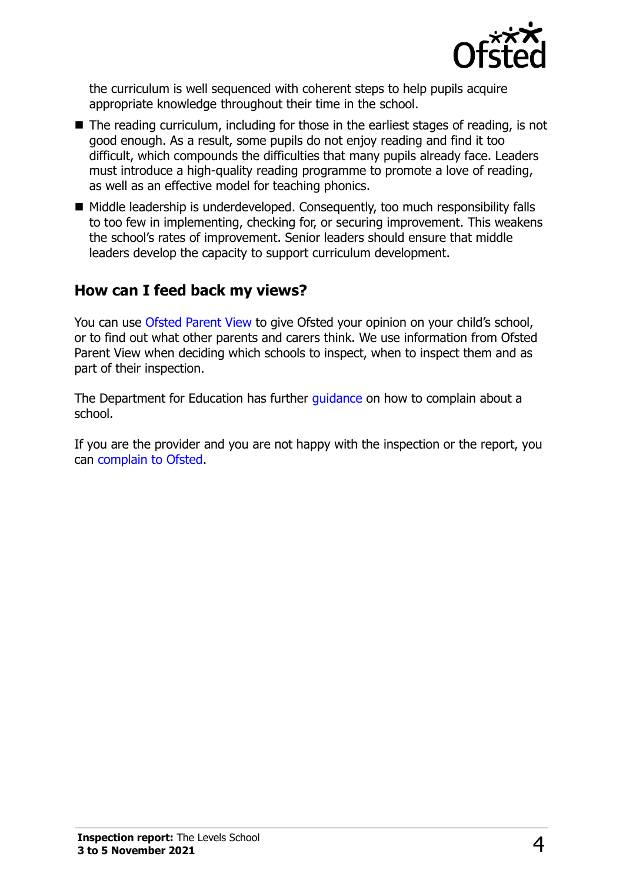the curriculum is well sequenced with coherent steps to help pupils acquire appropriate knowledge throughout their time in the school.

- The reading curriculum, including for those in the earliest stages of reading, is not good enough. As a result, some pupils do not enjoy reading and find it too difficult, which compounds the difficulties that many pupils already face. Leaders must introduce a high-quality reading programme to promote a love of reading, as well as an effective model for teaching phonics.
- Middle leadership is underdeveloped. Consequently, too much responsibility falls to too few in implementing, checking for, or securing improvement. This weakens the school's rates of improvement. Senior leaders should ensure that middle leaders develop the capacity to support curriculum development.

## How can I feed back my views?

You can use Ofsted Parent View to give Ofsted your opinion on your child's school, or to find out what other parents and carers think. We use information from Ofsted Parent View when deciding which schools to inspect, when to inspect them and as part of their inspection.

The Department for Education has further guidance on how to complain about a school.

If you are the provider and you are not happy with the inspection or the report, you can complain to Ofsted.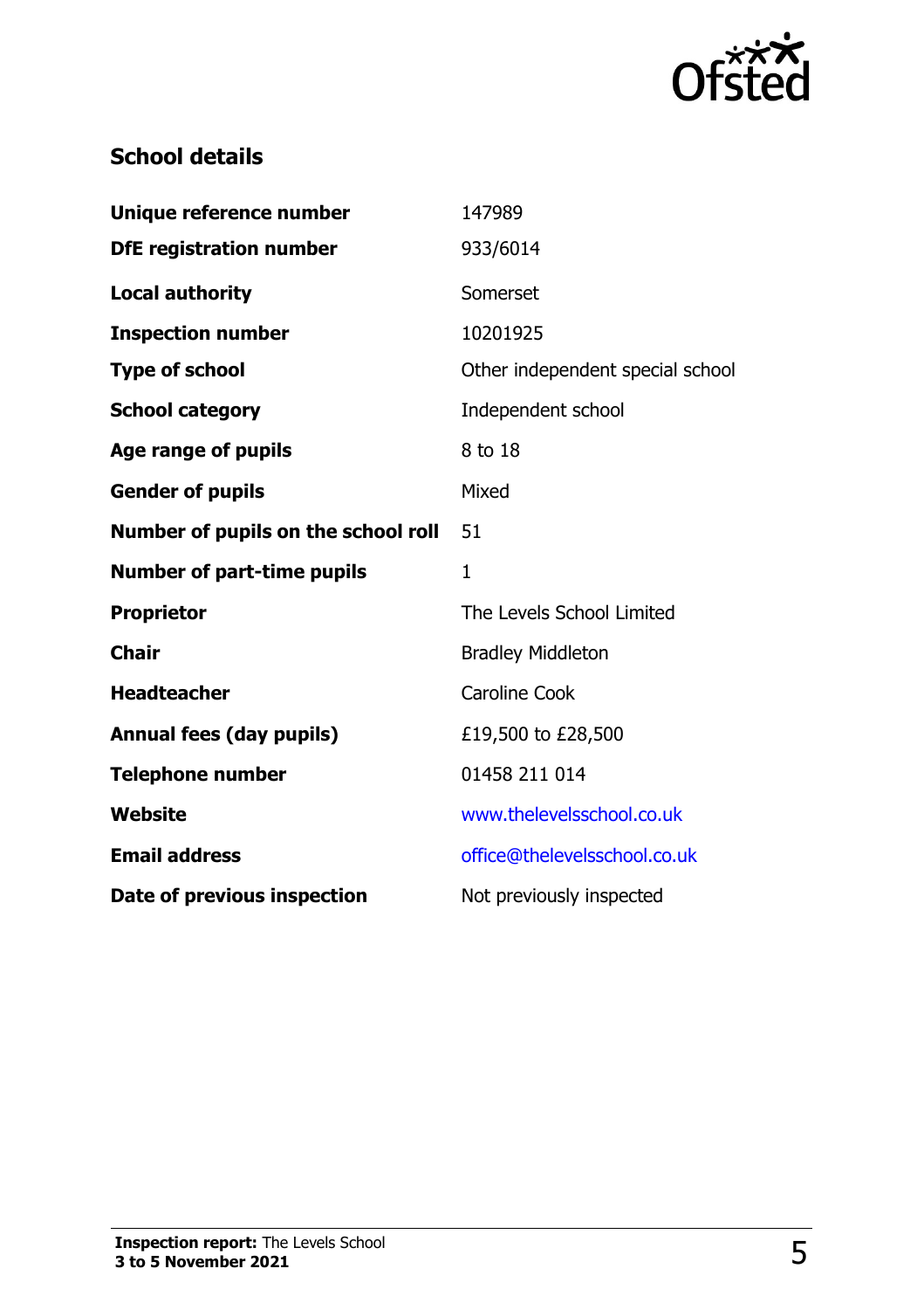## School details

| | |
|---|---|
| **Unique reference number** | 147989 |
| **DfE registration number** | 933/6014 |
| **Local authority** | Somerset |
| **Inspection number** | 10201925 |
| **Type of school** | Other independent special school |
| **School category** | Independent school |
| **Age range of pupils** | 8 to 18 |
| **Gender of pupils** | Mixed |
| **Number of pupils on the school roll** | 51 |
| **Number of part-time pupils** | 1 |
| **Proprietor** | The Levels School Limited |
| **Chair** | Bradley Middleton |
| **Headteacher** | Caroline Cook |
| **Annual fees (day pupils)** | £19,500 to £28,500 |
| **Telephone number** | 01458 211 014 |
| **Website** | www.thelevelsschool.co.uk |
| **Email address** | office@thelevelsschool.co.uk |
| **Date of previous inspection** | Not previously inspected |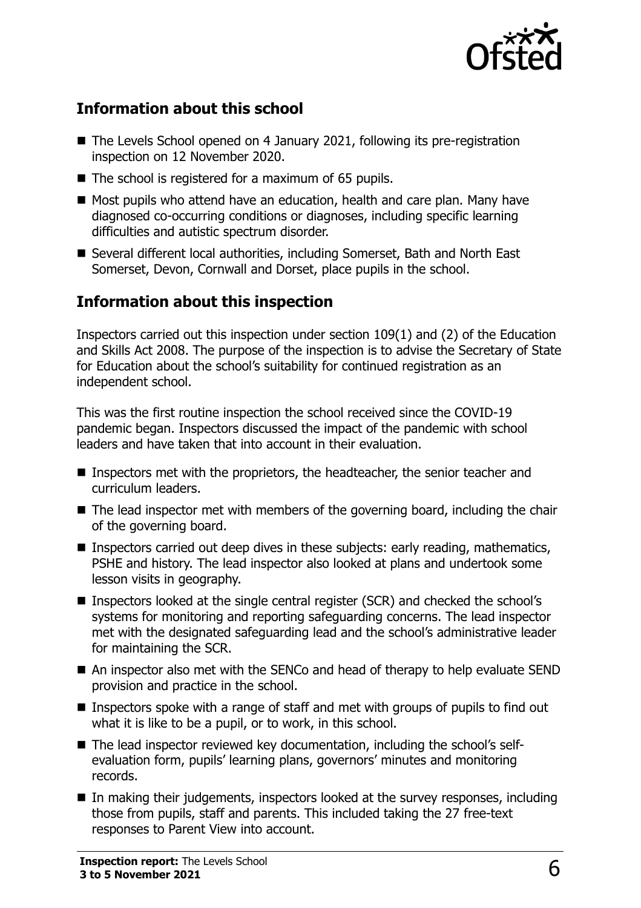## Information about this school

- The Levels School opened on 4 January 2021, following its pre-registration inspection on 12 November 2020.
- The school is registered for a maximum of 65 pupils.
- Most pupils who attend have an education, health and care plan. Many have diagnosed co-occurring conditions or diagnoses, including specific learning difficulties and autistic spectrum disorder.
- Several different local authorities, including Somerset, Bath and North East Somerset, Devon, Cornwall and Dorset, place pupils in the school.

## Information about this inspection

Inspectors carried out this inspection under section 109(1) and (2) of the Education and Skills Act 2008. The purpose of the inspection is to advise the Secretary of State for Education about the school's suitability for continued registration as an independent school.

This was the first routine inspection the school received since the COVID-19 pandemic began. Inspectors discussed the impact of the pandemic with school leaders and have taken that into account in their evaluation.

- Inspectors met with the proprietors, the headteacher, the senior teacher and curriculum leaders.
- The lead inspector met with members of the governing board, including the chair of the governing board.
- Inspectors carried out deep dives in these subjects: early reading, mathematics, PSHE and history. The lead inspector also looked at plans and undertook some lesson visits in geography.
- Inspectors looked at the single central register (SCR) and checked the school's systems for monitoring and reporting safeguarding concerns. The lead inspector met with the designated safeguarding lead and the school's administrative leader for maintaining the SCR.
- An inspector also met with the SENCo and head of therapy to help evaluate SEND provision and practice in the school.
- Inspectors spoke with a range of staff and met with groups of pupils to find out what it is like to be a pupil, or to work, in this school.
- The lead inspector reviewed key documentation, including the school's self-evaluation form, pupils' learning plans, governors' minutes and monitoring records.
- In making their judgements, inspectors looked at the survey responses, including those from pupils, staff and parents. This included taking the 27 free-text responses to Parent View into account.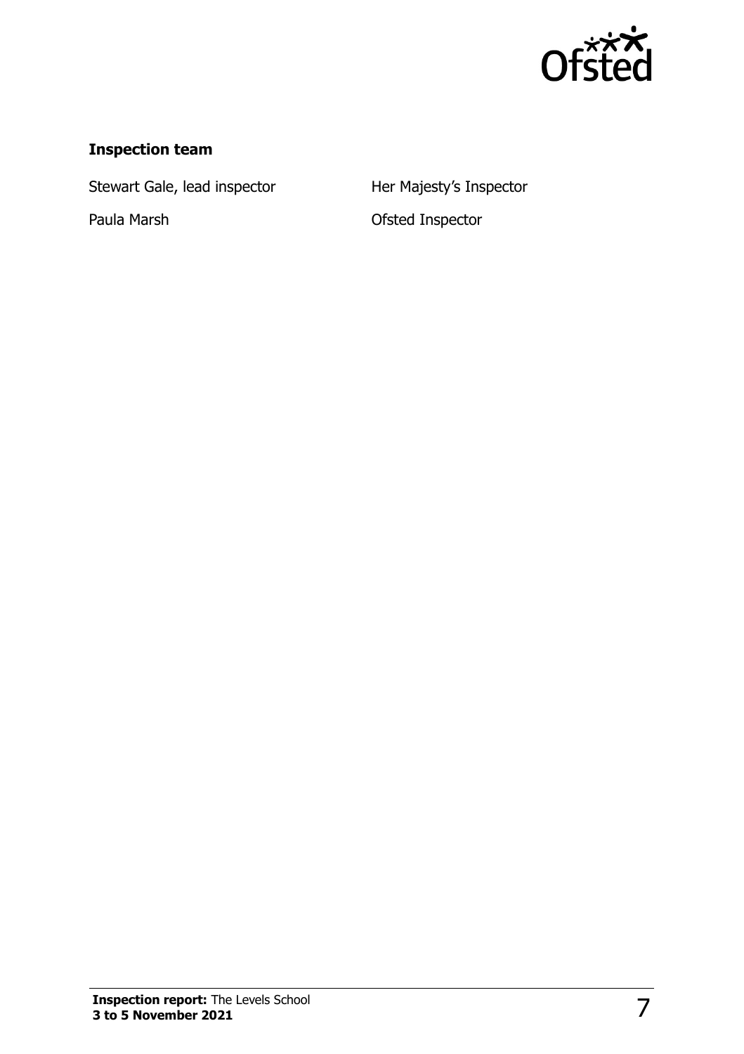### Inspection team

| | |
|---|---|
| Stewart Gale, lead inspector | Her Majesty's Inspector |
| Paula Marsh | Ofsted Inspector |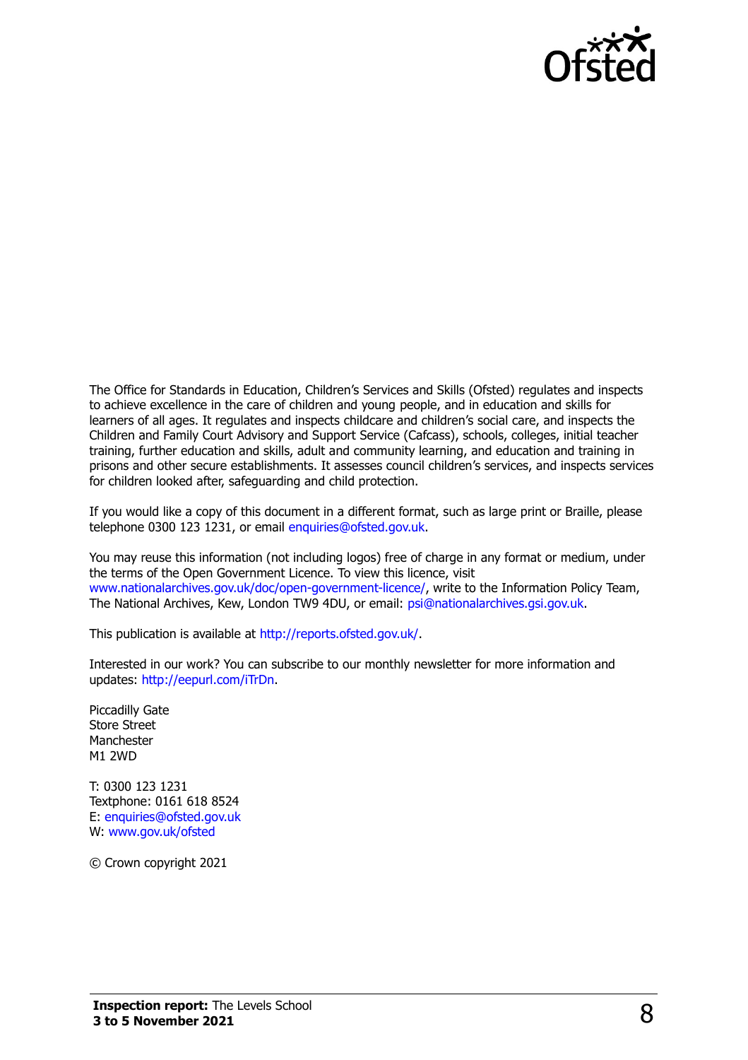The Office for Standards in Education, Children's Services and Skills (Ofsted) regulates and inspects to achieve excellence in the care of children and young people, and in education and skills for learners of all ages. It regulates and inspects childcare and children's social care, and inspects the Children and Family Court Advisory and Support Service (Cafcass), schools, colleges, initial teacher training, further education and skills, adult and community learning, and education and training in prisons and other secure establishments. It assesses council children's services, and inspects services for children looked after, safeguarding and child protection.

If you would like a copy of this document in a different format, such as large print or Braille, please telephone 0300 123 1231, or email enquiries@ofsted.gov.uk.

You may reuse this information (not including logos) free of charge in any format or medium, under the terms of the Open Government Licence. To view this licence, visit www.nationalarchives.gov.uk/doc/open-government-licence/, write to the Information Policy Team, The National Archives, Kew, London TW9 4DU, or email: psi@nationalarchives.gsi.gov.uk.

This publication is available at http://reports.ofsted.gov.uk/.

Interested in our work? You can subscribe to our monthly newsletter for more information and updates: http://eepurl.com/iTrDn.

Piccadilly Gate
Store Street
Manchester
M1 2WD

T: 0300 123 1231
Textphone: 0161 618 8524
E: enquiries@ofsted.gov.uk
W: www.gov.uk/ofsted

© Crown copyright 2021